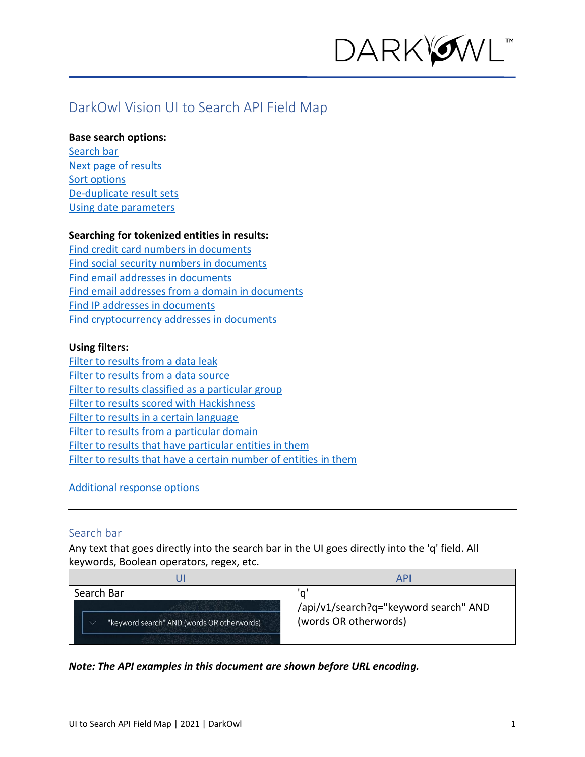# DarkOwl Vision UI to Search API Field Map

**Base search options:**

[Search bar](#search-bar)
[Next page of results]()
[Sort options]()
[De-duplicate result sets]()
[Using date parameters]()

**Searching for tokenized entities in results:**

[Find credit card numbers in documents]()
[Find social security numbers in documents]()
[Find email addresses in documents]()
[Find email addresses from a domain in documents]()
[Find IP addresses in documents]()
[Find cryptocurrency addresses in documents]()

**Using filters:**

[Filter to results from a data leak]()
[Filter to results from a data source]()
[Filter to results classified as a particular group]()
[Filter to results scored with Hackishness]()
[Filter to results in a certain language]()
[Filter to results from a particular domain]()
[Filter to results that have particular entities in them]()
[Filter to results that have a certain number of entities in them]()

[Additional response options]()

---

## Search bar

Any text that goes directly into the search bar in the UI goes directly into the 'q' field. All keywords, Boolean operators, regex, etc.

| UI | API |
|---|---|
| Search Bar | 'q' |
| "keyword search" AND (words OR otherwords) | /api/v1/search?q="keyword search" AND (words OR otherwords) |

***Note: The API examples in this document are shown before URL encoding.***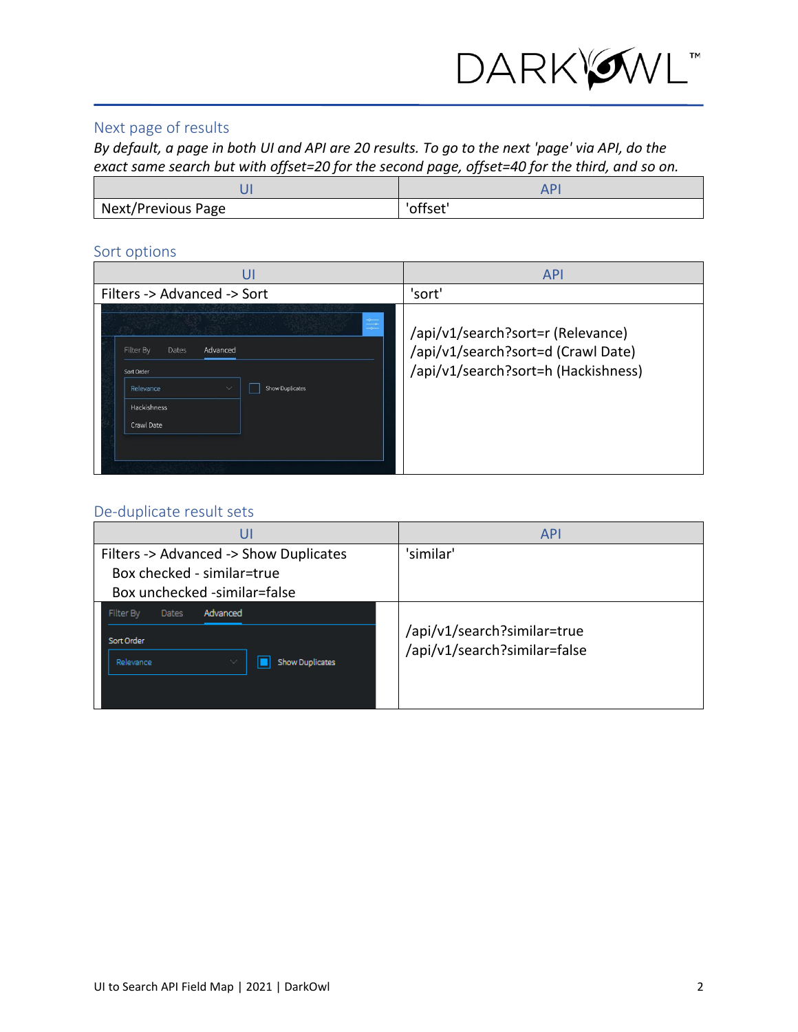## Next page of results

*By default, a page in both UI and API are 20 results. To go to the next 'page' via API, do the exact same search but with offset=20 for the second page, offset=40 for the third, and so on.*

| UI | API |
|---|---|
| Next/Previous Page | 'offset' |

## Sort options

| UI | API |
|---|---|
| Filters -> Advanced -> Sort | 'sort' |
| | /api/v1/search?sort=r (Relevance)<br>/api/v1/search?sort=d (Crawl Date)<br>/api/v1/search?sort=h (Hackishness) |

## De-duplicate result sets

| UI | API |
|---|---|
| Filters -> Advanced -> Show Duplicates<br>Box checked - similar=true<br>Box unchecked -similar=false | 'similar' |
| | /api/v1/search?similar=true<br>/api/v1/search?similar=false |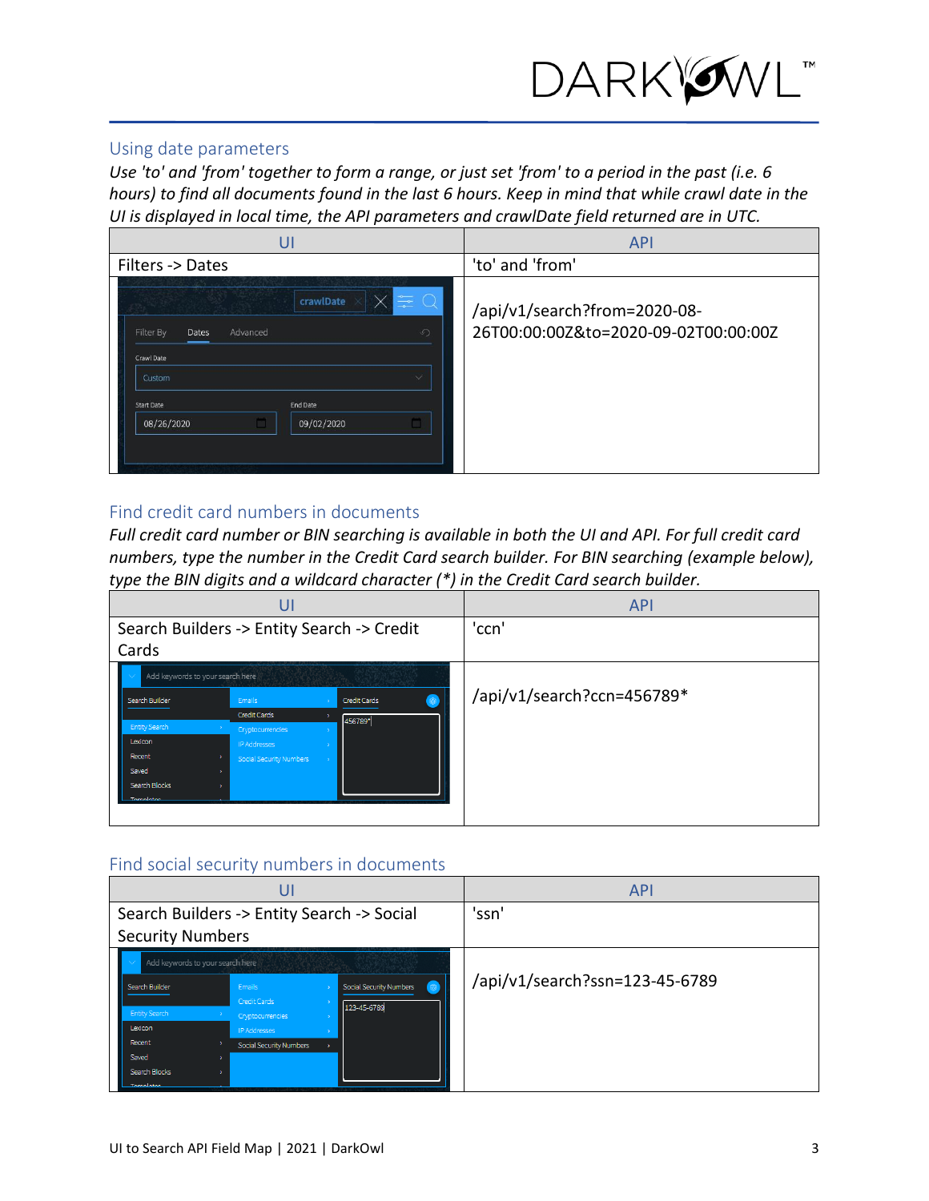## Using date parameters

*Use 'to' and 'from' together to form a range, or just set 'from' to a period in the past (i.e. 6 hours) to find all documents found in the last 6 hours. Keep in mind that while crawl date in the UI is displayed in local time, the API parameters and crawlDate field returned are in UTC.*

| UI | API |
| --- | --- |
| Filters -> Dates | 'to' and 'from' |
| | /api/v1/search?from=2020-08-26T00:00:00Z&to=2020-09-02T00:00:00Z |

## Find credit card numbers in documents

*Full credit card number or BIN searching is available in both the UI and API. For full credit card numbers, type the number in the Credit Card search builder. For BIN searching (example below), type the BIN digits and a wildcard character (*) in the Credit Card search builder.*

| UI | API |
| --- | --- |
| Search Builders -> Entity Search -> Credit Cards | 'ccn' |
| | /api/v1/search?ccn=456789* |

## Find social security numbers in documents

| UI | API |
| --- | --- |
| Search Builders -> Entity Search -> Social Security Numbers | 'ssn' |
| | /api/v1/search?ssn=123-45-6789 |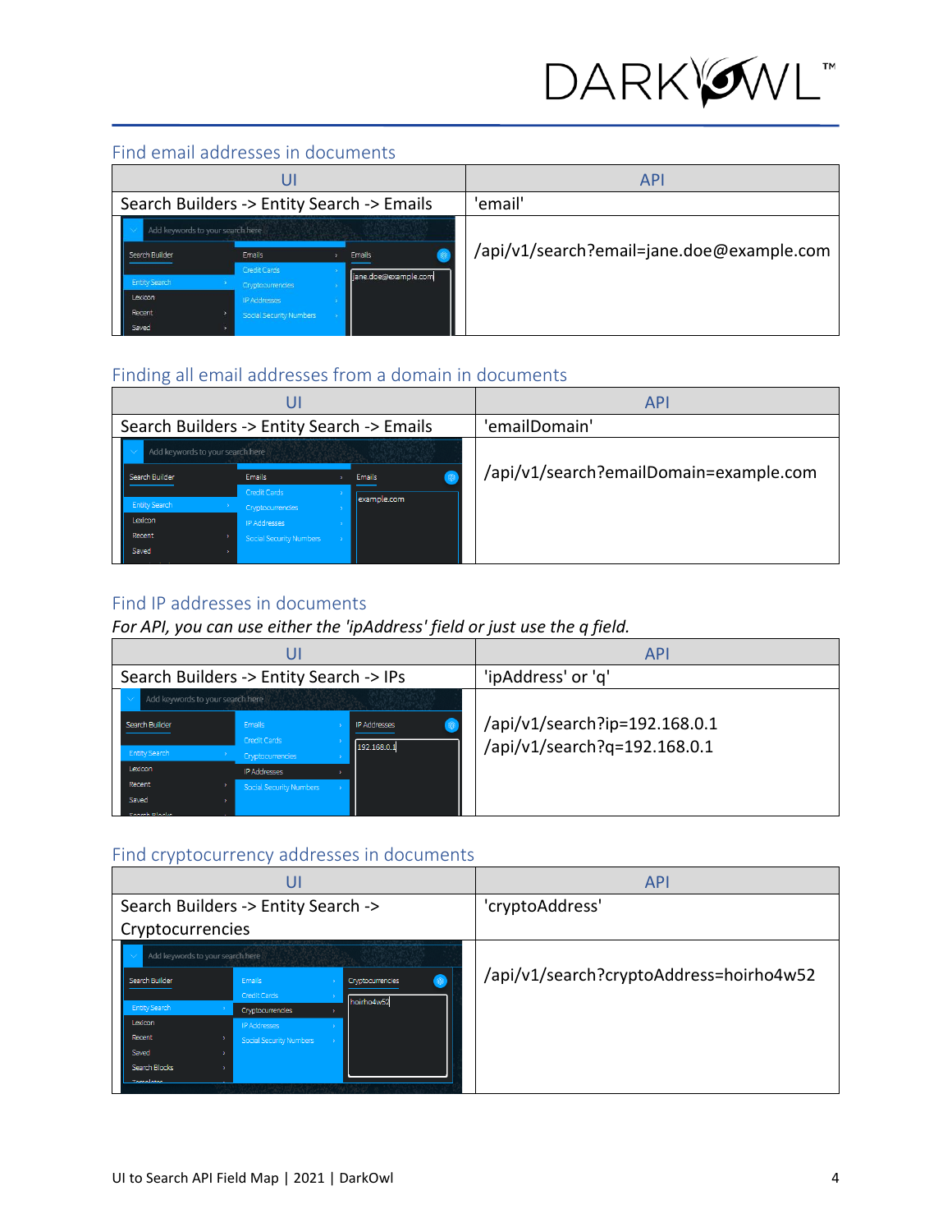## Find email addresses in documents

| UI | API |
|---|---|
| Search Builders -> Entity Search -> Emails | 'email' |
| | /api/v1/search?email=jane.doe@example.com |

## Finding all email addresses from a domain in documents

| UI | API |
|---|---|
| Search Builders -> Entity Search -> Emails | 'emailDomain' |
| | /api/v1/search?emailDomain=example.com |

## Find IP addresses in documents

*For API, you can use either the 'ipAddress' field or just use the q field.*

| UI | API |
|---|---|
| Search Builders -> Entity Search -> IPs | 'ipAddress' or 'q' |
| | /api/v1/search?ip=192.168.0.1<br>/api/v1/search?q=192.168.0.1 |

## Find cryptocurrency addresses in documents

| UI | API |
|---|---|
| Search Builders -> Entity Search -> Cryptocurrencies | 'cryptoAddress' |
| | /api/v1/search?cryptoAddress=hoirho4w52 |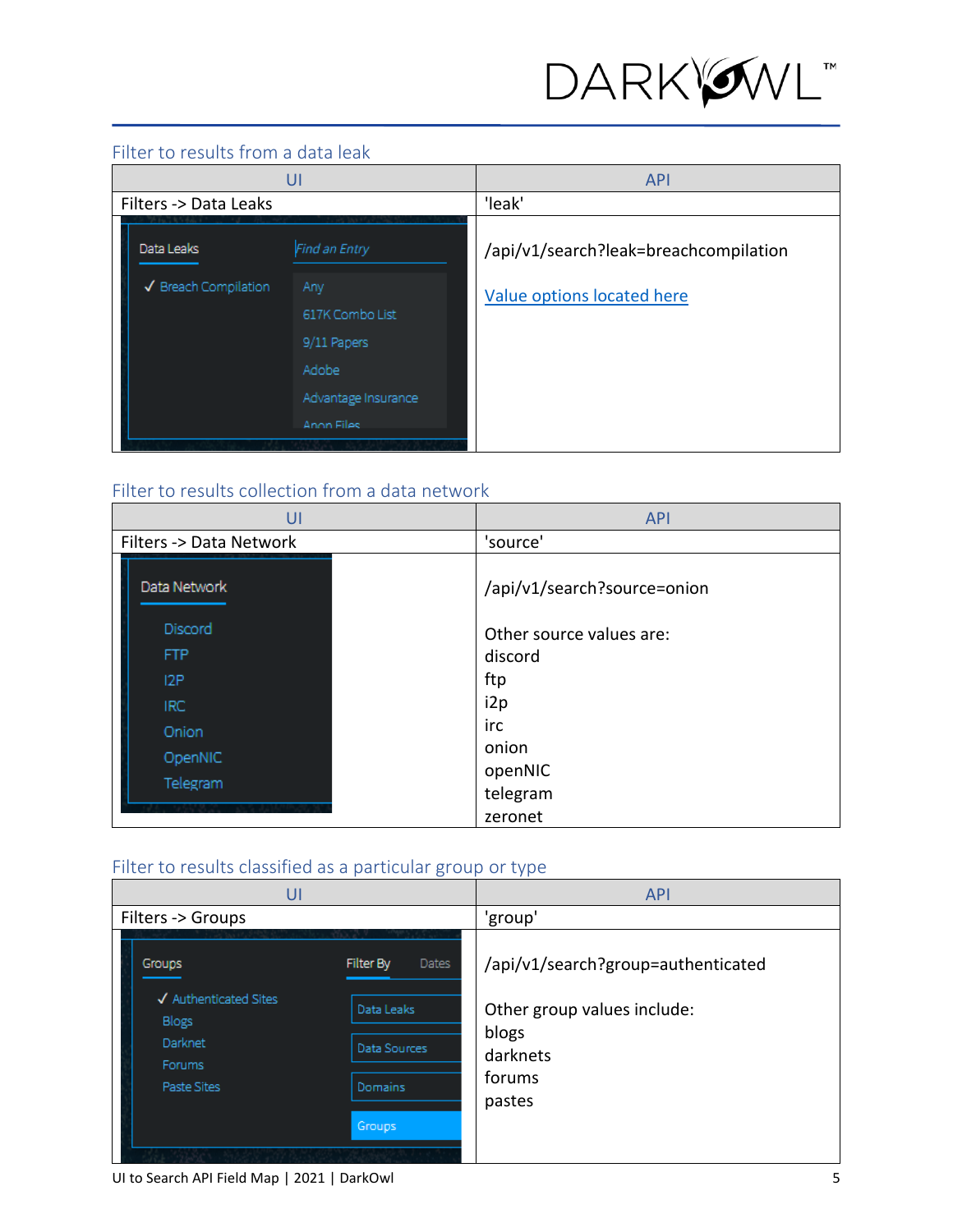## Filter to results from a data leak

| UI | API |
| --- | --- |
| Filters -> Data Leaks | 'leak' |
| | /api/v1/search?leak=breachcompilation<br><br>Value options located here |

## Filter to results collection from a data network

| UI | API |
| --- | --- |
| Filters -> Data Network | 'source' |
| | /api/v1/search?source=onion<br><br>Other source values are:<br>discord<br>ftp<br>i2p<br>irc<br>onion<br>openNIC<br>telegram<br>zeronet |

## Filter to results classified as a particular group or type

| UI | API |
| --- | --- |
| Filters -> Groups | 'group' |
| | /api/v1/search?group=authenticated<br><br>Other group values include:<br>blogs<br>darknets<br>forums<br>pastes |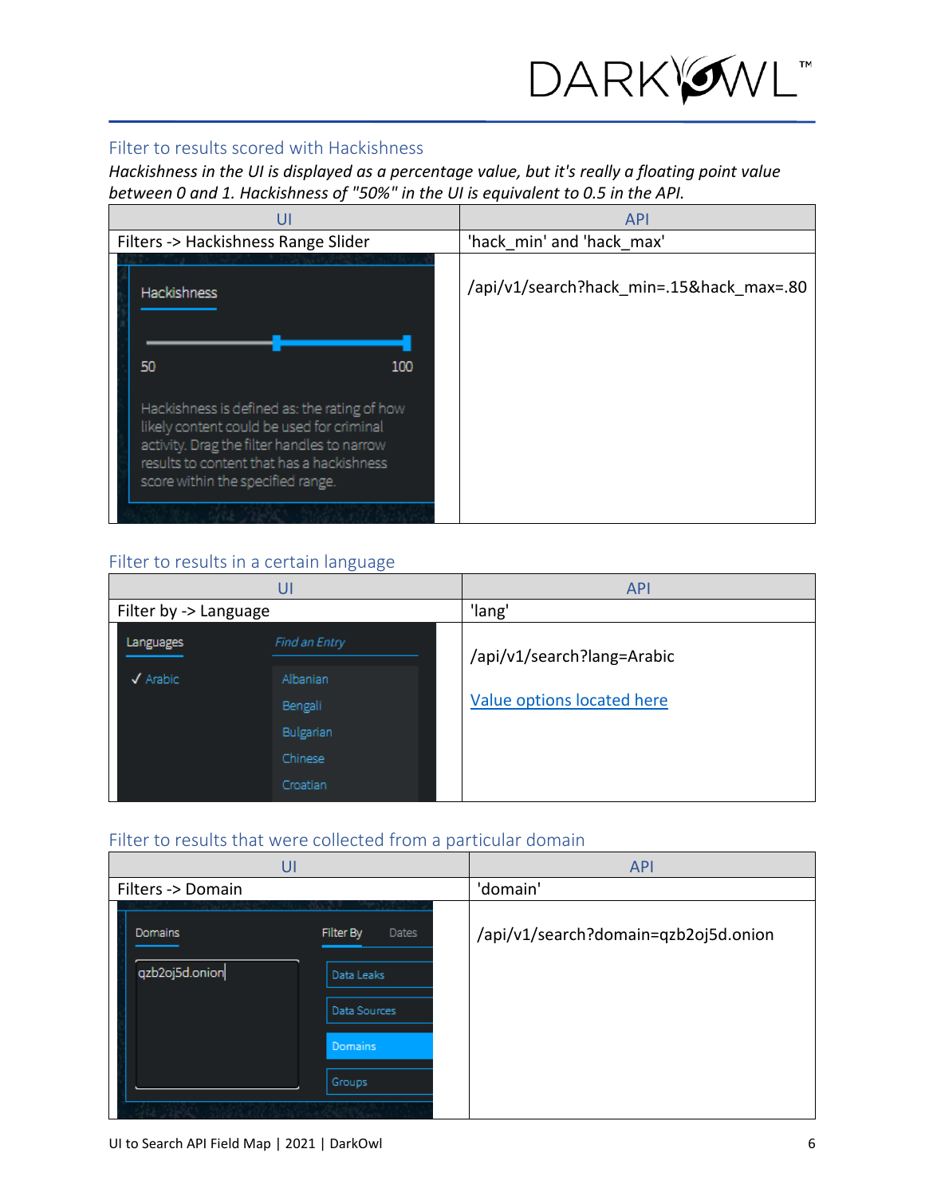## Filter to results scored with Hackishness

*Hackishness in the UI is displayed as a percentage value, but it's really a floating point value between 0 and 1. Hackishness of "50%" in the UI is equivalent to 0.5 in the API.*

| UI | API |
| --- | --- |
| Filters -> Hackishness Range Slider | 'hack_min' and 'hack_max' |
| Hackishness<br>50 100<br>Hackishness is defined as: the rating of how likely content could be used for criminal activity. Drag the filter handles to narrow results to content that has a hackishness score within the specified range. | /api/v1/search?hack_min=.15&hack_max=.80 |

## Filter to results in a certain language

| UI | API |
| --- | --- |
| Filter by -> Language | 'lang' |
| Languages / Find an Entry<br>✓ Arabic<br>Albanian<br>Bengali<br>Bulgarian<br>Chinese<br>Croatian | /api/v1/search?lang=Arabic<br><br>Value options located here |

## Filter to results that were collected from a particular domain

| UI | API |
| --- | --- |
| Filters -> Domain | 'domain' |
| Domains / Filter By / Dates<br>qzb2oj5d.onion<br>Data Leaks<br>Data Sources<br>Domains<br>Groups | /api/v1/search?domain=qzb2oj5d.onion |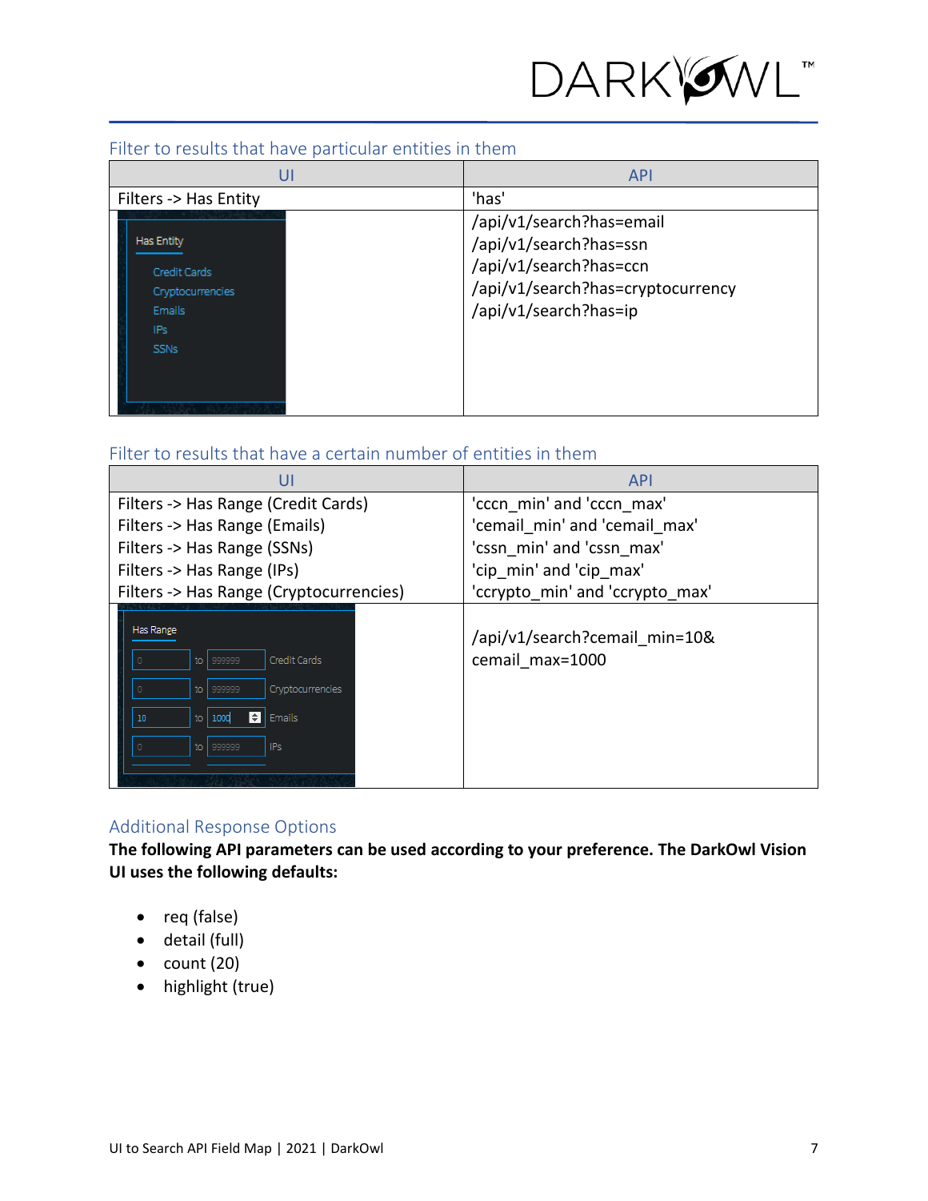## Filter to results that have particular entities in them

| UI | API |
|---|---|
| Filters -> Has Entity | 'has' |
| | /api/v1/search?has=email<br>/api/v1/search?has=ssn<br>/api/v1/search?has=ccn<br>/api/v1/search?has=cryptocurrency<br>/api/v1/search?has=ip |

## Filter to results that have a certain number of entities in them

| UI | API |
|---|---|
| Filters -> Has Range (Credit Cards)<br>Filters -> Has Range (Emails)<br>Filters -> Has Range (SSNs)<br>Filters -> Has Range (IPs)<br>Filters -> Has Range (Cryptocurrencies) | 'cccn_min' and 'cccn_max'<br>'cemail_min' and 'cemail_max'<br>'cssn_min' and 'cssn_max'<br>'cip_min' and 'cip_max'<br>'ccrypto_min' and 'ccrypto_max' |
| | /api/v1/search?cemail_min=10&cemail_max=1000 |

## Additional Response Options

**The following API parameters can be used according to your preference. The DarkOwl Vision UI uses the following defaults:**

- req (false)
- detail (full)
- count (20)
- highlight (true)